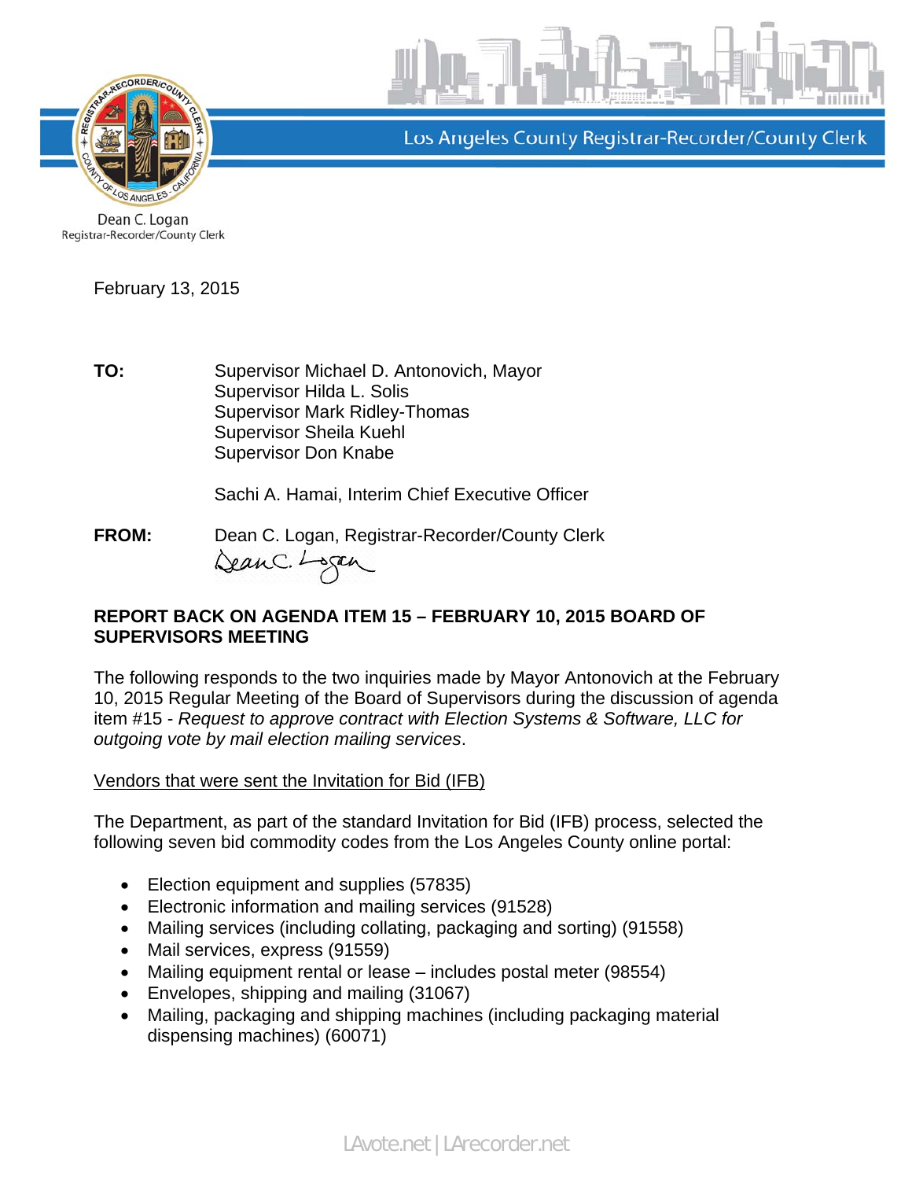Los Angeles County Registrar-Recorder/County Clerk

Dean C. Logan
Registrar-Recorder/County Clerk

February 13, 2015

**TO:** Supervisor Michael D. Antonovich, Mayor
Supervisor Hilda L. Solis
Supervisor Mark Ridley-Thomas
Supervisor Sheila Kuehl
Supervisor Don Knabe

Sachi A. Hamai, Interim Chief Executive Officer

**FROM:** Dean C. Logan, Registrar-Recorder/County Clerk

**REPORT BACK ON AGENDA ITEM 15 – FEBRUARY 10, 2015 BOARD OF SUPERVISORS MEETING**

The following responds to the two inquiries made by Mayor Antonovich at the February 10, 2015 Regular Meeting of the Board of Supervisors during the discussion of agenda item #15 - *Request to approve contract with Election Systems & Software, LLC for outgoing vote by mail election mailing services*.

Vendors that were sent the Invitation for Bid (IFB)

The Department, as part of the standard Invitation for Bid (IFB) process, selected the following seven bid commodity codes from the Los Angeles County online portal:

- Election equipment and supplies (57835)
- Electronic information and mailing services (91528)
- Mailing services (including collating, packaging and sorting) (91558)
- Mail services, express (91559)
- Mailing equipment rental or lease – includes postal meter (98554)
- Envelopes, shipping and mailing (31067)
- Mailing, packaging and shipping machines (including packaging material dispensing machines) (60071)

LAvote.net | LArecorder.net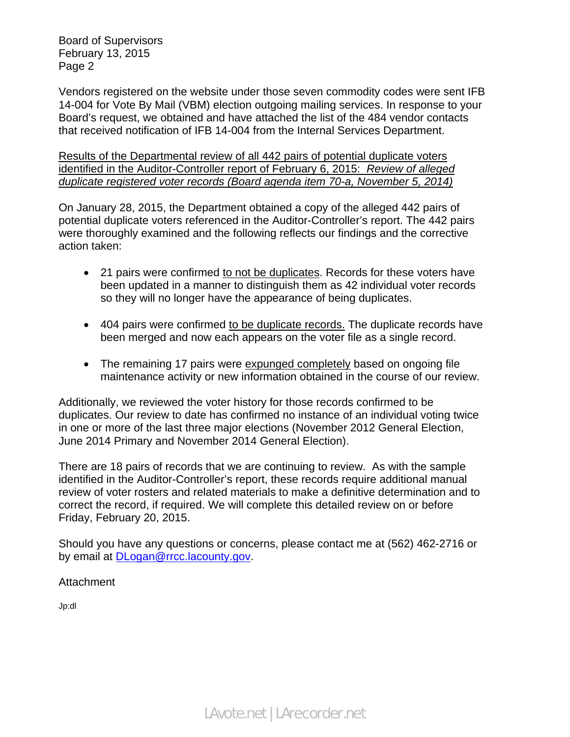Vendors registered on the website under those seven commodity codes were sent IFB 14-004 for Vote By Mail (VBM) election outgoing mailing services. In response to your Board's request, we obtained and have attached the list of the 484 vendor contacts that received notification of IFB 14-004 from the Internal Services Department.

<u>Results of the Departmental review of all 442 pairs of potential duplicate voters identified in the Auditor-Controller report of February 6, 2015: *Review of alleged duplicate registered voter records (Board agenda item 70-a, November 5, 2014)*</u>

On January 28, 2015, the Department obtained a copy of the alleged 442 pairs of potential duplicate voters referenced in the Auditor-Controller's report. The 442 pairs were thoroughly examined and the following reflects our findings and the corrective action taken:

- 21 pairs were confirmed <u>to not be duplicates</u>. Records for these voters have been updated in a manner to distinguish them as 42 individual voter records so they will no longer have the appearance of being duplicates.
- 404 pairs were confirmed <u>to be duplicate records.</u> The duplicate records have been merged and now each appears on the voter file as a single record.
- The remaining 17 pairs were <u>expunged completely</u> based on ongoing file maintenance activity or new information obtained in the course of our review.

Additionally, we reviewed the voter history for those records confirmed to be duplicates. Our review to date has confirmed no instance of an individual voting twice in one or more of the last three major elections (November 2012 General Election, June 2014 Primary and November 2014 General Election).

There are 18 pairs of records that we are continuing to review. As with the sample identified in the Auditor-Controller's report, these records require additional manual review of voter rosters and related materials to make a definitive determination and to correct the record, if required. We will complete this detailed review on or before Friday, February 20, 2015.

Should you have any questions or concerns, please contact me at (562) 462-2716 or by email at DLogan@rrcc.lacounty.gov.

Attachment

Jp:dl